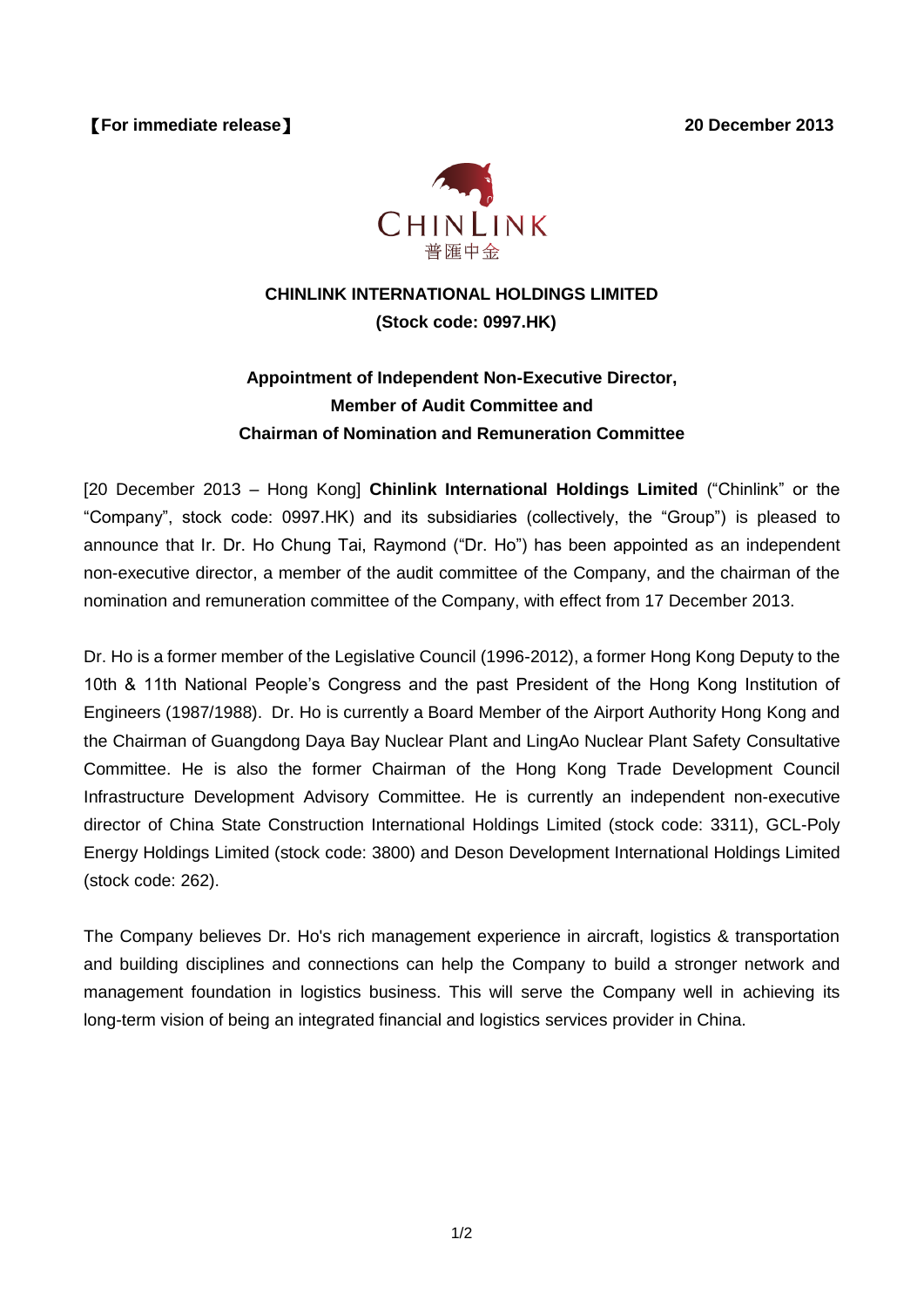【For immediate release】 **20 December 2013**

CHINLINK
普匯中金

**CHINLINK INTERNATIONAL HOLDINGS LIMITED**
**(Stock code: 0997.HK)**

## Appointment of Independent Non-Executive Director, Member of Audit Committee and Chairman of Nomination and Remuneration Committee

[20 December 2013 – Hong Kong] **Chinlink International Holdings Limited** ("Chinlink" or the "Company", stock code: 0997.HK) and its subsidiaries (collectively, the "Group") is pleased to announce that Ir. Dr. Ho Chung Tai, Raymond ("Dr. Ho") has been appointed as an independent non-executive director, a member of the audit committee of the Company, and the chairman of the nomination and remuneration committee of the Company, with effect from 17 December 2013.

Dr. Ho is a former member of the Legislative Council (1996-2012), a former Hong Kong Deputy to the 10th & 11th National People's Congress and the past President of the Hong Kong Institution of Engineers (1987/1988). Dr. Ho is currently a Board Member of the Airport Authority Hong Kong and the Chairman of Guangdong Daya Bay Nuclear Plant and LingAo Nuclear Plant Safety Consultative Committee. He is also the former Chairman of the Hong Kong Trade Development Council Infrastructure Development Advisory Committee. He is currently an independent non-executive director of China State Construction International Holdings Limited (stock code: 3311), GCL-Poly Energy Holdings Limited (stock code: 3800) and Deson Development International Holdings Limited (stock code: 262).

The Company believes Dr. Ho's rich management experience in aircraft, logistics & transportation and building disciplines and connections can help the Company to build a stronger network and management foundation in logistics business. This will serve the Company well in achieving its long-term vision of being an integrated financial and logistics services provider in China.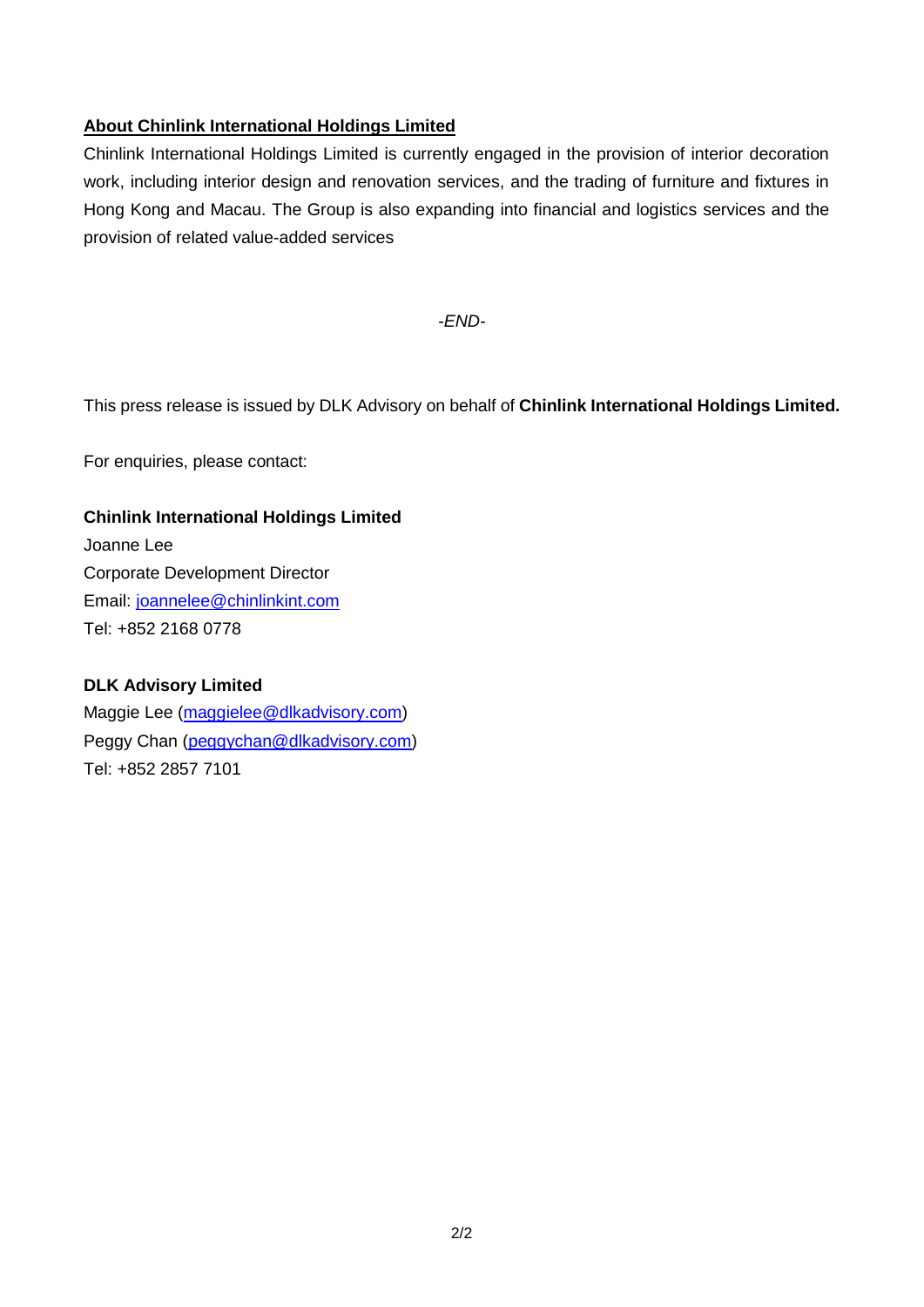## About Chinlink International Holdings Limited

Chinlink International Holdings Limited is currently engaged in the provision of interior decoration work, including interior design and renovation services, and the trading of furniture and fixtures in Hong Kong and Macau. The Group is also expanding into financial and logistics services and the provision of related value-added services

*-END-*

This press release is issued by DLK Advisory on behalf of **Chinlink International Holdings Limited.**

For enquiries, please contact:

**Chinlink International Holdings Limited**
Joanne Lee
Corporate Development Director
Email: joannelee@chinlinkint.com
Tel: +852 2168 0778

**DLK Advisory Limited**
Maggie Lee (maggielee@dlkadvisory.com)
Peggy Chan (peggychan@dlkadvisory.com)
Tel: +852 2857 7101